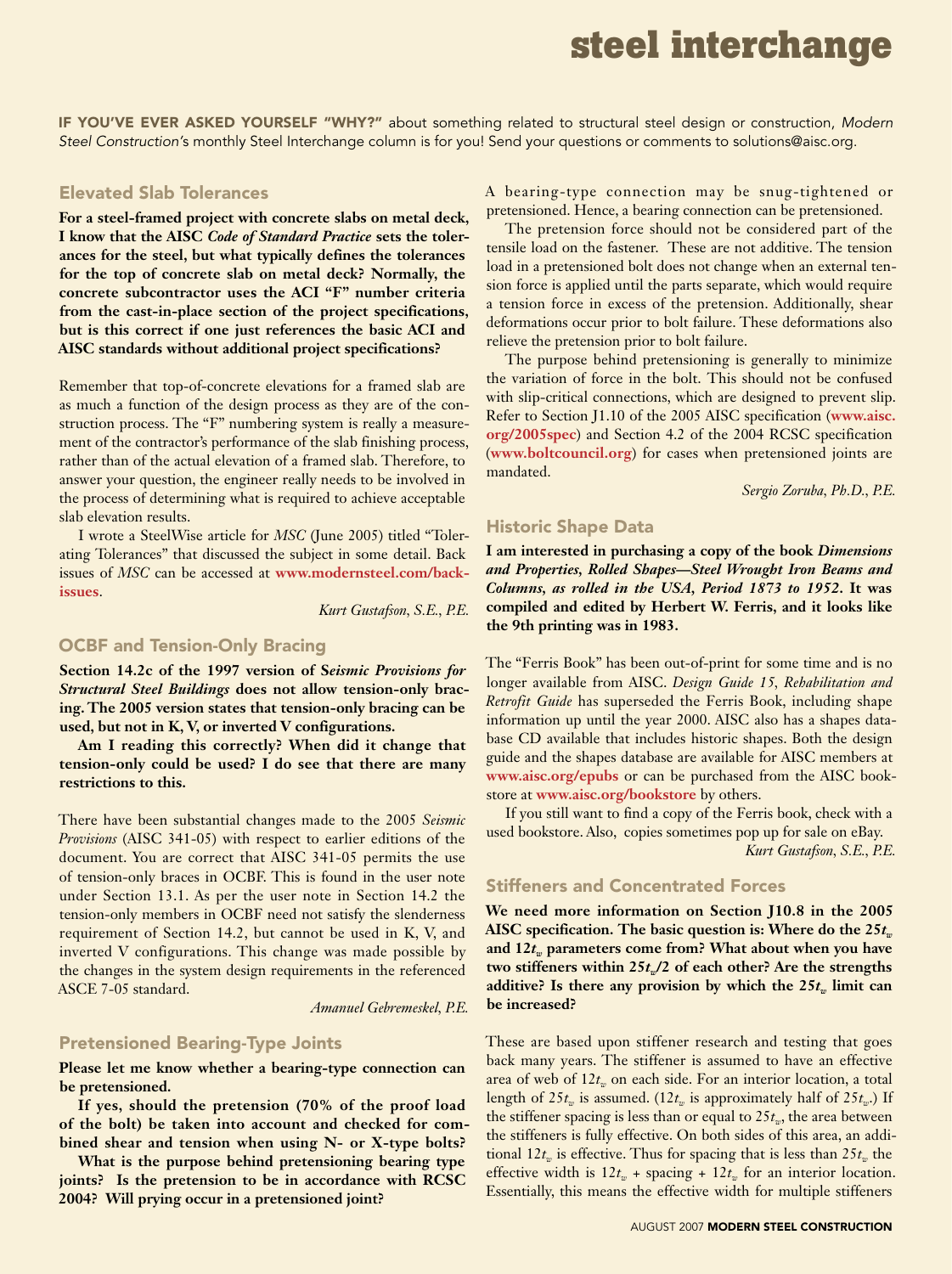# steel interchange

**IF YOU'VE EVER ASKED YOURSELF "WHY?"** about something related to structural steel design or construction, *Modern Steel Construction*'s monthly Steel Interchange column is for you! Send your questions or comments to solutions@aisc.org.

## Elevated Slab Tolerances

**For a steel-framed project with concrete slabs on metal deck, I know that the AISC *Code of Standard Practice* sets the tolerances for the steel, but what typically defines the tolerances for the top of concrete slab on metal deck? Normally, the concrete subcontractor uses the ACI "F" number criteria from the cast-in-place section of the project specifications, but is this correct if one just references the basic ACI and AISC standards without additional project specifications?**

Remember that top-of-concrete elevations for a framed slab are as much a function of the design process as they are of the construction process. The "F" numbering system is really a measurement of the contractor's performance of the slab finishing process, rather than of the actual elevation of a framed slab. Therefore, to answer your question, the engineer really needs to be involved in the process of determining what is required to achieve acceptable slab elevation results.

I wrote a SteelWise article for *MSC* (June 2005) titled "Tolerating Tolerances" that discussed the subject in some detail. Back issues of *MSC* can be accessed at **www.modernsteel.com/backissues**.

*Kurt Gustafson, S.E., P.E.*

## OCBF and Tension-Only Bracing

**Section 14.2c of the 1997 version of S*eismic Provisions for Structural Steel Buildings* does not allow tension-only bracing. The 2005 version states that tension-only bracing can be used, but not in K, V, or inverted V configurations.**

**Am I reading this correctly? When did it change that tension-only could be used? I do see that there are many restrictions to this.**

There have been substantial changes made to the 2005 *Seismic Provisions* (AISC 341-05) with respect to earlier editions of the document. You are correct that AISC 341-05 permits the use of tension-only braces in OCBF. This is found in the user note under Section 13.1. As per the user note in Section 14.2 the tension-only members in OCBF need not satisfy the slenderness requirement of Section 14.2, but cannot be used in K, V, and inverted V configurations. This change was made possible by the changes in the system design requirements in the referenced ASCE 7-05 standard.

*Amanuel Gebremeskel, P.E.*

## Pretensioned Bearing-Type Joints

**Please let me know whether a bearing-type connection can be pretensioned.**

**If yes, should the pretension (70% of the proof load of the bolt) be taken into account and checked for combined shear and tension when using N- or X-type bolts?**

**What is the purpose behind pretensioning bearing type joints? Is the pretension to be in accordance with RCSC 2004? Will prying occur in a pretensioned joint?**

A bearing-type connection may be snug-tightened or pretensioned. Hence, a bearing connection can be pretensioned.

The pretension force should not be considered part of the tensile load on the fastener. These are not additive. The tension load in a pretensioned bolt does not change when an external tension force is applied until the parts separate, which would require a tension force in excess of the pretension. Additionally, shear deformations occur prior to bolt failure. These deformations also relieve the pretension prior to bolt failure.

The purpose behind pretensioning is generally to minimize the variation of force in the bolt. This should not be confused with slip-critical connections, which are designed to prevent slip. Refer to Section J1.10 of the 2005 AISC specification (**www.aisc.org/2005spec**) and Section 4.2 of the 2004 RCSC specification (**www.boltcouncil.org**) for cases when pretensioned joints are mandated.

*Sergio Zoruba, Ph.D., P.E.*

## Historic Shape Data

**I am interested in purchasing a copy of the book *Dimensions and Properties, Rolled Shapes—Steel Wrought Iron Beams and Columns, as rolled in the USA, Period 1873 to 1952*. It was compiled and edited by Herbert W. Ferris, and it looks like the 9th printing was in 1983.**

The "Ferris Book" has been out-of-print for some time and is no longer available from AISC. *Design Guide 15, Rehabilitation and Retrofit Guide* has superseded the Ferris Book, including shape information up until the year 2000. AISC also has a shapes database CD available that includes historic shapes. Both the design guide and the shapes database are available for AISC members at **www.aisc.org/epubs** or can be purchased from the AISC bookstore at **www.aisc.org/bookstore** by others.

If you still want to find a copy of the Ferris book, check with a used bookstore. Also, copies sometimes pop up for sale on eBay.

*Kurt Gustafson, S.E., P.E.*

## Stiffeners and Concentrated Forces

**We need more information on Section J10.8 in the 2005 AISC specification. The basic question is: Where do the $25t_w$ and $12t_w$ parameters come from? What about when you have two stiffeners within $25t_w/2$ of each other? Are the strengths additive? Is there any provision by which the $25t_w$ limit can be increased?**

These are based upon stiffener research and testing that goes back many years. The stiffener is assumed to have an effective area of web of $12t_w$ on each side. For an interior location, a total length of $25t_w$ is assumed. ($12t_w$ is approximately half of $25t_w$.) If the stiffener spacing is less than or equal to $25t_w$, the area between the stiffeners is fully effective. On both sides of this area, an additional $12t_w$ is effective. Thus for spacing that is less than $25t_w$ the effective width is $12t_w$ + spacing + $12t_w$ for an interior location. Essentially, this means the effective width for multiple stiffeners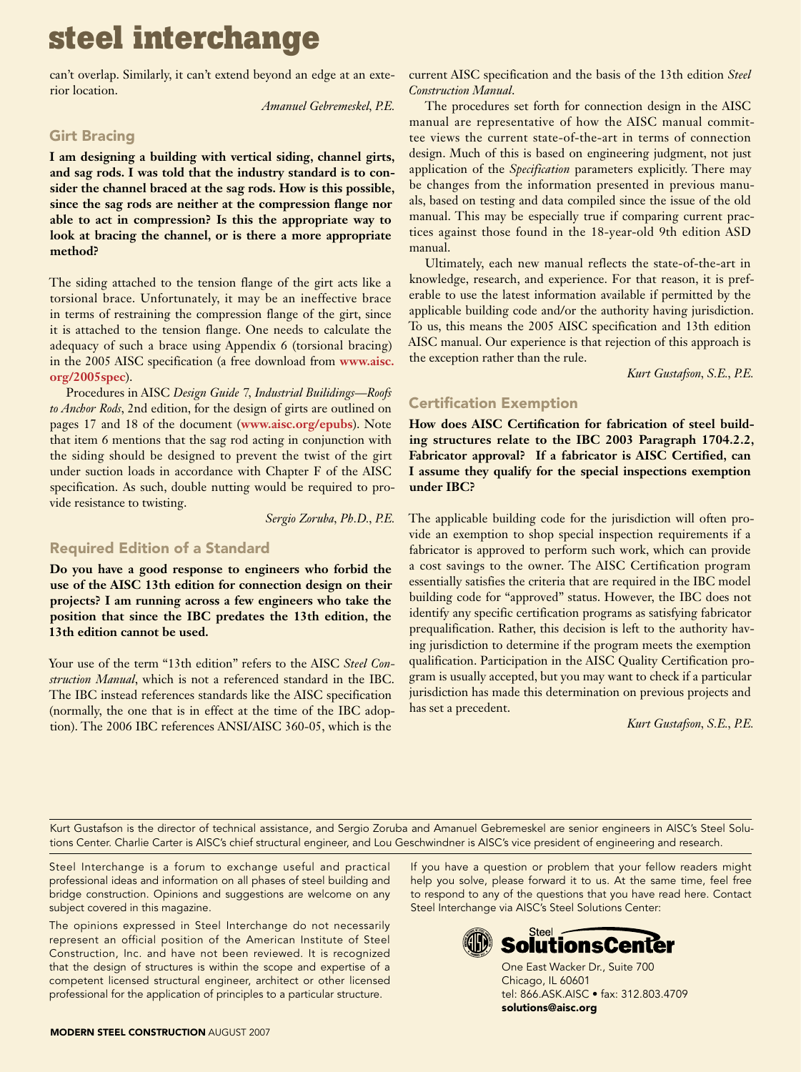# steel interchange

can't overlap. Similarly, it can't extend beyond an edge at an exterior location.

*Amanuel Gebremeskel, P.E.*

## Girt Bracing

**I am designing a building with vertical siding, channel girts, and sag rods. I was told that the industry standard is to consider the channel braced at the sag rods. How is this possible, since the sag rods are neither at the compression flange nor able to act in compression? Is this the appropriate way to look at bracing the channel, or is there a more appropriate method?**

The siding attached to the tension flange of the girt acts like a torsional brace. Unfortunately, it may be an ineffective brace in terms of restraining the compression flange of the girt, since it is attached to the tension flange. One needs to calculate the adequacy of such a brace using Appendix 6 (torsional bracing) in the 2005 AISC specification (a free download from **www.aisc.org/2005spec**).

Procedures in AISC *Design Guide 7, Industrial Builidings—Roofs to Anchor Rods*, 2nd edition, for the design of girts are outlined on pages 17 and 18 of the document (**www.aisc.org/epubs**). Note that item 6 mentions that the sag rod acting in conjunction with the siding should be designed to prevent the twist of the girt under suction loads in accordance with Chapter F of the AISC specification. As such, double nutting would be required to provide resistance to twisting.

*Sergio Zoruba, Ph.D., P.E.*

## Required Edition of a Standard

**Do you have a good response to engineers who forbid the use of the AISC 13th edition for connection design on their projects? I am running across a few engineers who take the position that since the IBC predates the 13th edition, the 13th edition cannot be used.**

Your use of the term "13th edition" refers to the AISC *Steel Construction Manual*, which is not a referenced standard in the IBC. The IBC instead references standards like the AISC specification (normally, the one that is in effect at the time of the IBC adoption). The 2006 IBC references ANSI/AISC 360-05, which is the current AISC specification and the basis of the 13th edition *Steel Construction Manual*.

The procedures set forth for connection design in the AISC manual are representative of how the AISC manual committee views the current state-of-the-art in terms of connection design. Much of this is based on engineering judgment, not just application of the *Specification* parameters explicitly. There may be changes from the information presented in previous manuals, based on testing and data compiled since the issue of the old manual. This may be especially true if comparing current practices against those found in the 18-year-old 9th edition ASD manual.

Ultimately, each new manual reflects the state-of-the-art in knowledge, research, and experience. For that reason, it is preferable to use the latest information available if permitted by the applicable building code and/or the authority having jurisdiction. To us, this means the 2005 AISC specification and 13th edition AISC manual. Our experience is that rejection of this approach is the exception rather than the rule.

*Kurt Gustafson, S.E., P.E.*

## Certification Exemption

**How does AISC Certification for fabrication of steel building structures relate to the IBC 2003 Paragraph 1704.2.2, Fabricator approval? If a fabricator is AISC Certified, can I assume they qualify for the special inspections exemption under IBC?**

The applicable building code for the jurisdiction will often provide an exemption to shop special inspection requirements if a fabricator is approved to perform such work, which can provide a cost savings to the owner. The AISC Certification program essentially satisfies the criteria that are required in the IBC model building code for "approved" status. However, the IBC does not identify any specific certification programs as satisfying fabricator prequalification. Rather, this decision is left to the authority having jurisdiction to determine if the program meets the exemption qualification. Participation in the AISC Quality Certification program is usually accepted, but you may want to check if a particular jurisdiction has made this determination on previous projects and has set a precedent.

*Kurt Gustafson, S.E., P.E.*

---

Kurt Gustafson is the director of technical assistance, and Sergio Zoruba and Amanuel Gebremeskel are senior engineers in AISC's Steel Solutions Center. Charlie Carter is AISC's chief structural engineer, and Lou Geschwindner is AISC's vice president of engineering and research.

Steel Interchange is a forum to exchange useful and practical professional ideas and information on all phases of steel building and bridge construction. Opinions and suggestions are welcome on any subject covered in this magazine.

The opinions expressed in Steel Interchange do not necessarily represent an official position of the American Institute of Steel Construction, Inc. and have not been reviewed. It is recognized that the design of structures is within the scope and expertise of a competent licensed structural engineer, architect or other licensed professional for the application of principles to a particular structure.

If you have a question or problem that your fellow readers might help you solve, please forward it to us. At the same time, feel free to respond to any of the questions that you have read here. Contact Steel Interchange via AISC's Steel Solutions Center:

Steel Solutions Center
One East Wacker Dr., Suite 700
Chicago, IL 60601
tel: 866.ASK.AISC • fax: 312.803.4709
**solutions@aisc.org**